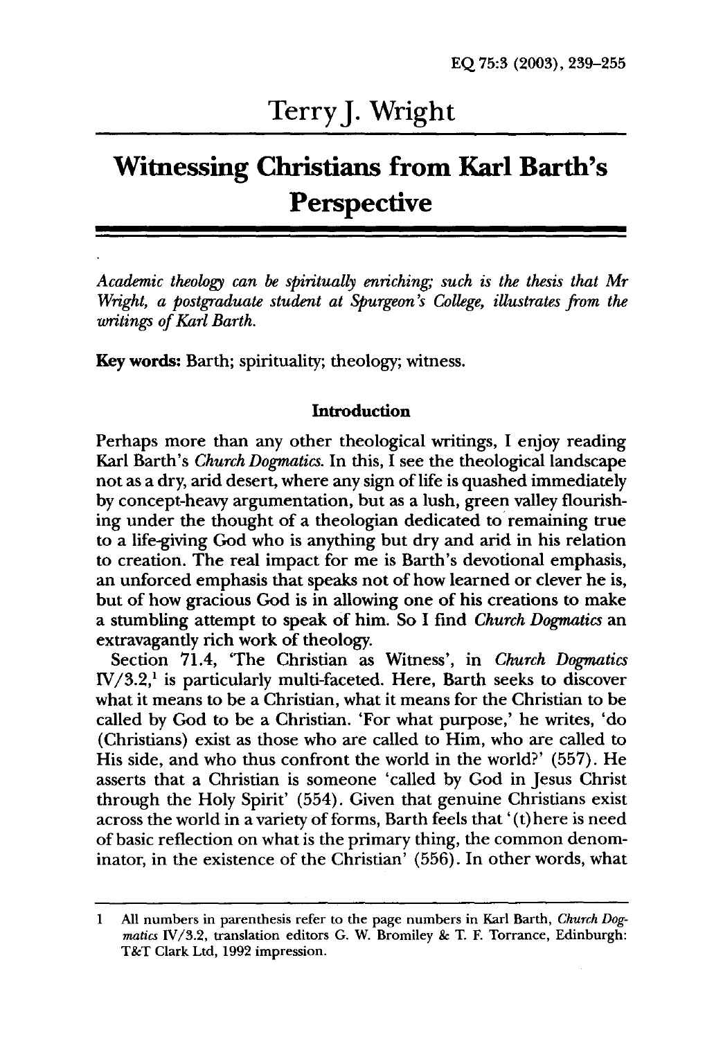# Terry J. Wright

# Witnessing Christians from Karl Barth's Perspective

*Academic theology can be spiritually enriching; such is the thesis that Mr Wright, a postgraduate student at Spurgeon's College, illustrates from the writings of Karl Barth.*

**Key words:** Barth; spirituality; theology; witness.

## Introduction

Perhaps more than any other theological writings, I enjoy reading Karl Barth's *Church Dogmatics*. In this, I see the theological landscape not as a dry, arid desert, where any sign of life is quashed immediately by concept-heavy argumentation, but as a lush, green valley flourishing under the thought of a theologian dedicated to remaining true to a life-giving God who is anything but dry and arid in his relation to creation. The real impact for me is Barth's devotional emphasis, an unforced emphasis that speaks not of how learned or clever he is, but of how gracious God is in allowing one of his creations to make a stumbling attempt to speak of him. So I find *Church Dogmatics* an extravagantly rich work of theology.

Section 71.4, 'The Christian as Witness', in *Church Dogmatics* IV/3.2,[1] is particularly multi-faceted. Here, Barth seeks to discover what it means to be a Christian, what it means for the Christian to be called by God to be a Christian. 'For what purpose,' he writes, 'do (Christians) exist as those who are called to Him, who are called to His side, and who thus confront the world in the world?' (557). He asserts that a Christian is someone 'called by God in Jesus Christ through the Holy Spirit' (554). Given that genuine Christians exist across the world in a variety of forms, Barth feels that '(t)here is need of basic reflection on what is the primary thing, the common denominator, in the existence of the Christian' (556). In other words, what

---

1 All numbers in parenthesis refer to the page numbers in Karl Barth, *Church Dogmatics* IV/3.2, translation editors G. W. Bromiley & T. F. Torrance, Edinburgh: T&T Clark Ltd, 1992 impression.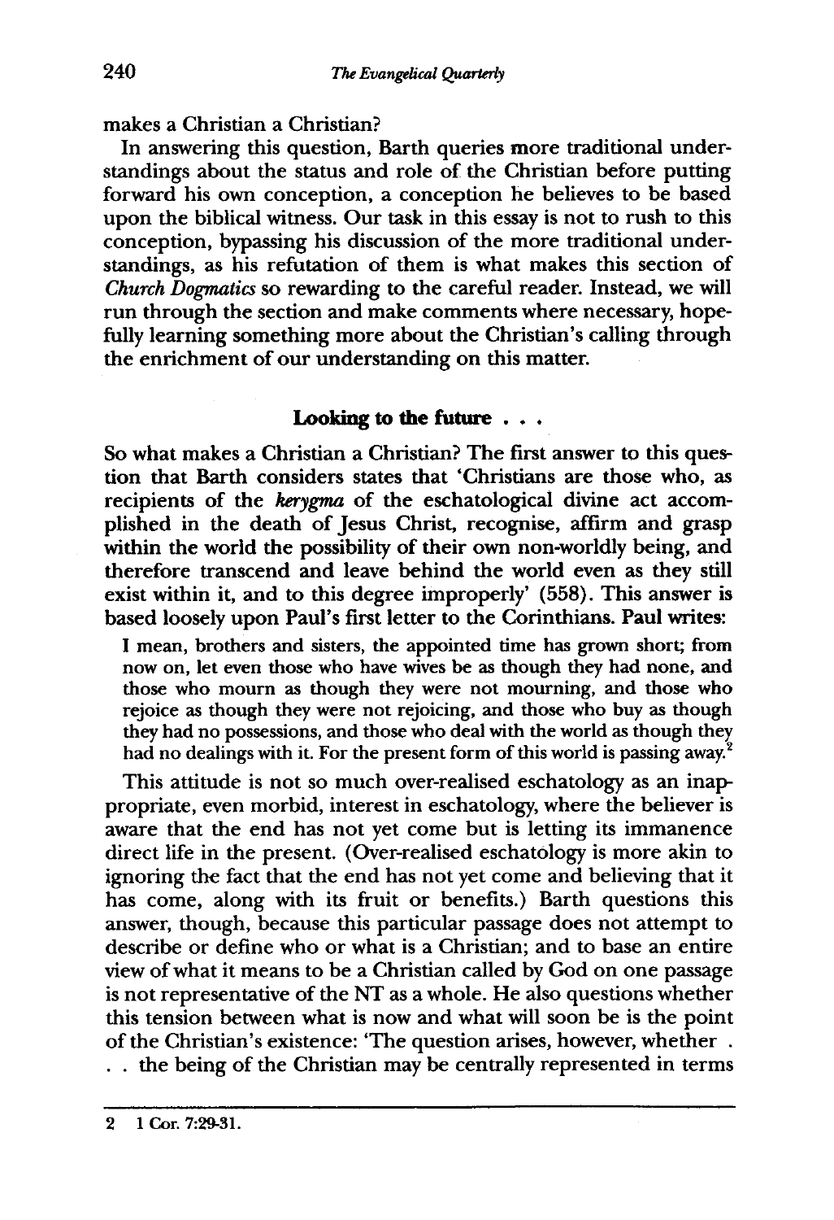makes a Christian a Christian?

In answering this question, Barth queries more traditional understandings about the status and role of the Christian before putting forward his own conception, a conception he believes to be based upon the biblical witness. Our task in this essay is not to rush to this conception, bypassing his discussion of the more traditional understandings, as his refutation of them is what makes this section of *Church Dogmatics* so rewarding to the careful reader. Instead, we will run through the section and make comments where necessary, hopefully learning something more about the Christian's calling through the enrichment of our understanding on this matter.

### Looking to the future . . .

So what makes a Christian a Christian? The first answer to this question that Barth considers states that 'Christians are those who, as recipients of the *kerygma* of the eschatological divine act accomplished in the death of Jesus Christ, recognise, affirm and grasp within the world the possibility of their own non-worldly being, and therefore transcend and leave behind the world even as they still exist within it, and to this degree improperly' (558). This answer is based loosely upon Paul's first letter to the Corinthians. Paul writes:

> I mean, brothers and sisters, the appointed time has grown short; from now on, let even those who have wives be as though they had none, and those who mourn as though they were not mourning, and those who rejoice as though they were not rejoicing, and those who buy as though they had no possessions, and those who deal with the world as though they had no dealings with it. For the present form of this world is passing away.[2]

This attitude is not so much over-realised eschatology as an inappropriate, even morbid, interest in eschatology, where the believer is aware that the end has not yet come but is letting its immanence direct life in the present. (Over-realised eschatology is more akin to ignoring the fact that the end has not yet come and believing that it has come, along with its fruit or benefits.) Barth questions this answer, though, because this particular passage does not attempt to describe or define who or what is a Christian; and to base an entire view of what it means to be a Christian called by God on one passage is not representative of the NT as a whole. He also questions whether this tension between what is now and what will soon be is the point of the Christian's existence: 'The question arises, however, whether . . . the being of the Christian may be centrally represented in terms

---

2 1 Cor. 7:29-31.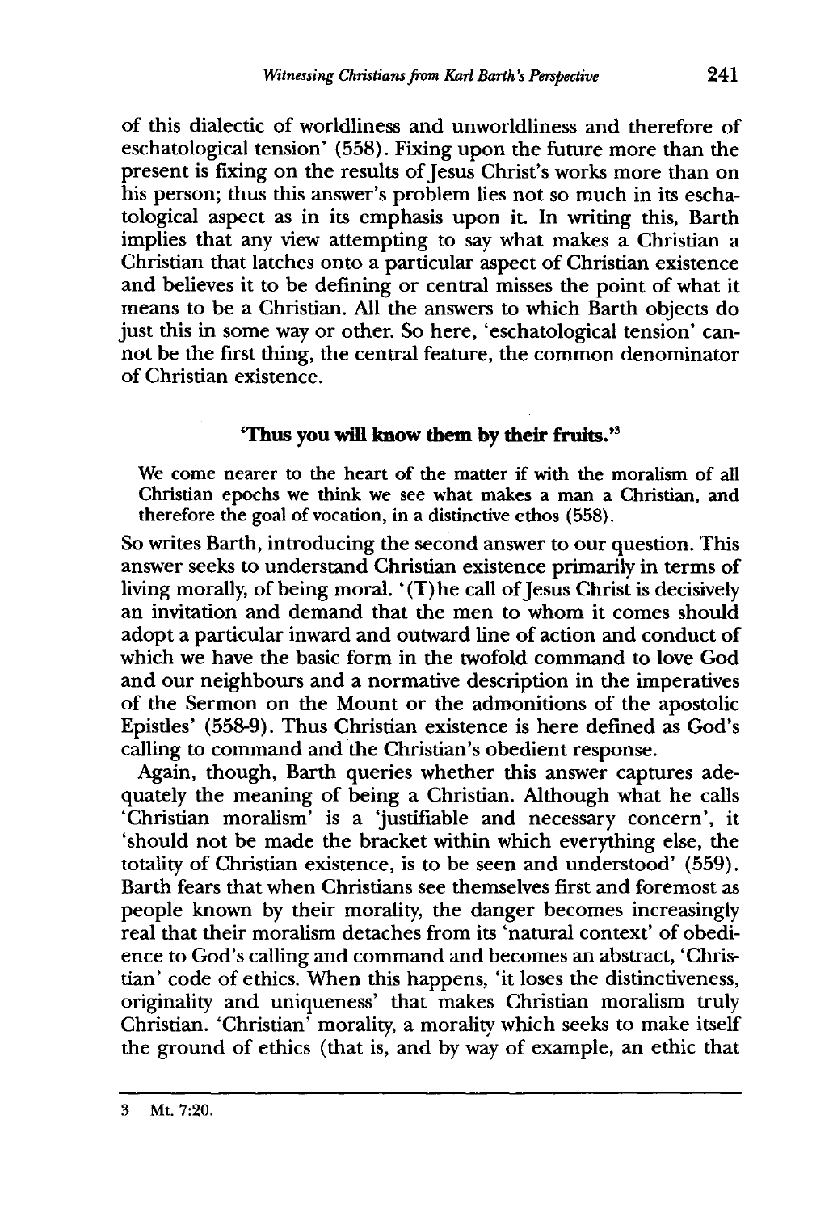of this dialectic of worldliness and unworldliness and therefore of eschatological tension' (558). Fixing upon the future more than the present is fixing on the results of Jesus Christ's works more than on his person; thus this answer's problem lies not so much in its eschatological aspect as in its emphasis upon it. In writing this, Barth implies that any view attempting to say what makes a Christian a Christian that latches onto a particular aspect of Christian existence and believes it to be defining or central misses the point of what it means to be a Christian. All the answers to which Barth objects do just this in some way or other. So here, 'eschatological tension' cannot be the first thing, the central feature, the common denominator of Christian existence.

### 'Thus you will know them by their fruits.'[3]

> We come nearer to the heart of the matter if with the moralism of all Christian epochs we think we see what makes a man a Christian, and therefore the goal of vocation, in a distinctive ethos (558).

So writes Barth, introducing the second answer to our question. This answer seeks to understand Christian existence primarily in terms of living morally, of being moral. '(T)he call of Jesus Christ is decisively an invitation and demand that the men to whom it comes should adopt a particular inward and outward line of action and conduct of which we have the basic form in the twofold command to love God and our neighbours and a normative description in the imperatives of the Sermon on the Mount or the admonitions of the apostolic Epistles' (558-9). Thus Christian existence is here defined as God's calling to command and the Christian's obedient response.

Again, though, Barth queries whether this answer captures adequately the meaning of being a Christian. Although what he calls 'Christian moralism' is a 'justifiable and necessary concern', it 'should not be made the bracket within which everything else, the totality of Christian existence, is to be seen and understood' (559). Barth fears that when Christians see themselves first and foremost as people known by their morality, the danger becomes increasingly real that their moralism detaches from its 'natural context' of obedience to God's calling and command and becomes an abstract, 'Christian' code of ethics. When this happens, 'it loses the distinctiveness, originality and uniqueness' that makes Christian moralism truly Christian. 'Christian' morality, a morality which seeks to make itself the ground of ethics (that is, and by way of example, an ethic that

---

3 Mt. 7:20.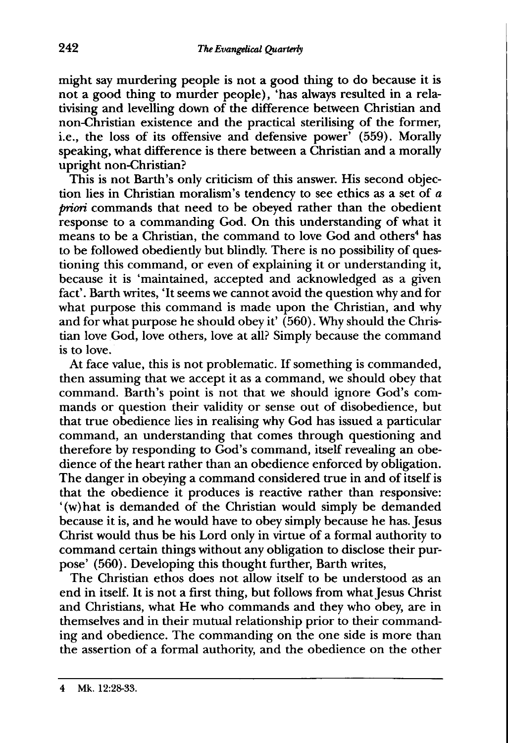might say murdering people is not a good thing to do because it is not a good thing to murder people), 'has always resulted in a relativising and levelling down of the difference between Christian and non-Christian existence and the practical sterilising of the former, i.e., the loss of its offensive and defensive power' (559). Morally speaking, what difference is there between a Christian and a morally upright non-Christian?

This is not Barth's only criticism of this answer. His second objection lies in Christian moralism's tendency to see ethics as a set of *a priori* commands that need to be obeyed rather than the obedient response to a commanding God. On this understanding of what it means to be a Christian, the command to love God and others[4] has to be followed obediently but blindly. There is no possibility of questioning this command, or even of explaining it or understanding it, because it is 'maintained, accepted and acknowledged as a given fact'. Barth writes, 'It seems we cannot avoid the question why and for what purpose this command is made upon the Christian, and why and for what purpose he should obey it' (560). Why should the Christian love God, love others, love at all? Simply because the command is to love.

At face value, this is not problematic. If something is commanded, then assuming that we accept it as a command, we should obey that command. Barth's point is not that we should ignore God's commands or question their validity or sense out of disobedience, but that true obedience lies in realising why God has issued a particular command, an understanding that comes through questioning and therefore by responding to God's command, itself revealing an obedience of the heart rather than an obedience enforced by obligation. The danger in obeying a command considered true in and of itself is that the obedience it produces is reactive rather than responsive: '(w)hat is demanded of the Christian would simply be demanded because it is, and he would have to obey simply because he has. Jesus Christ would thus be his Lord only in virtue of a formal authority to command certain things without any obligation to disclose their purpose' (560). Developing this thought further, Barth writes,

The Christian ethos does not allow itself to be understood as an end in itself. It is not a first thing, but follows from what Jesus Christ and Christians, what He who commands and they who obey, are in themselves and in their mutual relationship prior to their commanding and obedience. The commanding on the one side is more than the assertion of a formal authority, and the obedience on the other

---

4 Mk. 12:28-33.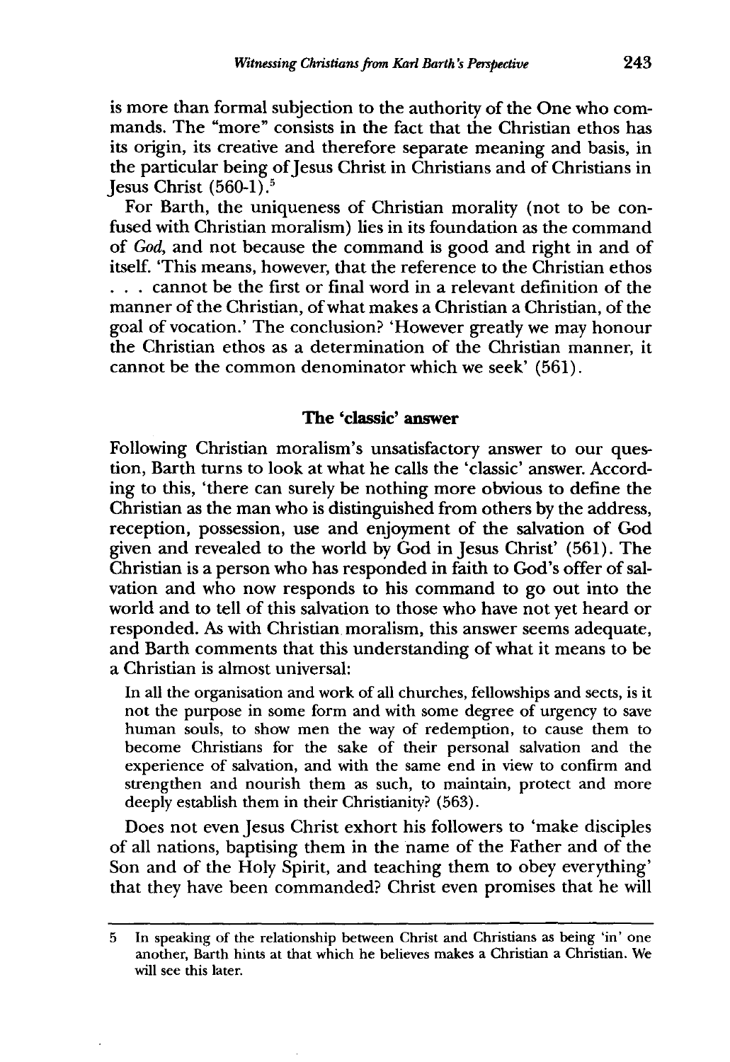is more than formal subjection to the authority of the One who commands. The "more" consists in the fact that the Christian ethos has its origin, its creative and therefore separate meaning and basis, in the particular being of Jesus Christ in Christians and of Christians in Jesus Christ (560-1).[5]

For Barth, the uniqueness of Christian morality (not to be confused with Christian moralism) lies in its foundation as the command of *God*, and not because the command is good and right in and of itself. 'This means, however, that the reference to the Christian ethos . . . cannot be the first or final word in a relevant definition of the manner of the Christian, of what makes a Christian a Christian, of the goal of vocation.' The conclusion? 'However greatly we may honour the Christian ethos as a determination of the Christian manner, it cannot be the common denominator which we seek' (561).

### The 'classic' answer

Following Christian moralism's unsatisfactory answer to our question, Barth turns to look at what he calls the 'classic' answer. According to this, 'there can surely be nothing more obvious to define the Christian as the man who is distinguished from others by the address, reception, possession, use and enjoyment of the salvation of God given and revealed to the world by God in Jesus Christ' (561). The Christian is a person who has responded in faith to God's offer of salvation and who now responds to his command to go out into the world and to tell of this salvation to those who have not yet heard or responded. As with Christian moralism, this answer seems adequate, and Barth comments that this understanding of what it means to be a Christian is almost universal:

> In all the organisation and work of all churches, fellowships and sects, is it not the purpose in some form and with some degree of urgency to save human souls, to show men the way of redemption, to cause them to become Christians for the sake of their personal salvation and the experience of salvation, and with the same end in view to confirm and strengthen and nourish them as such, to maintain, protect and more deeply establish them in their Christianity? (563).

Does not even Jesus Christ exhort his followers to 'make disciples of all nations, baptising them in the name of the Father and of the Son and of the Holy Spirit, and teaching them to obey everything' that they have been commanded? Christ even promises that he will

---

5 In speaking of the relationship between Christ and Christians as being 'in' one another, Barth hints at that which he believes makes a Christian a Christian. We will see this later.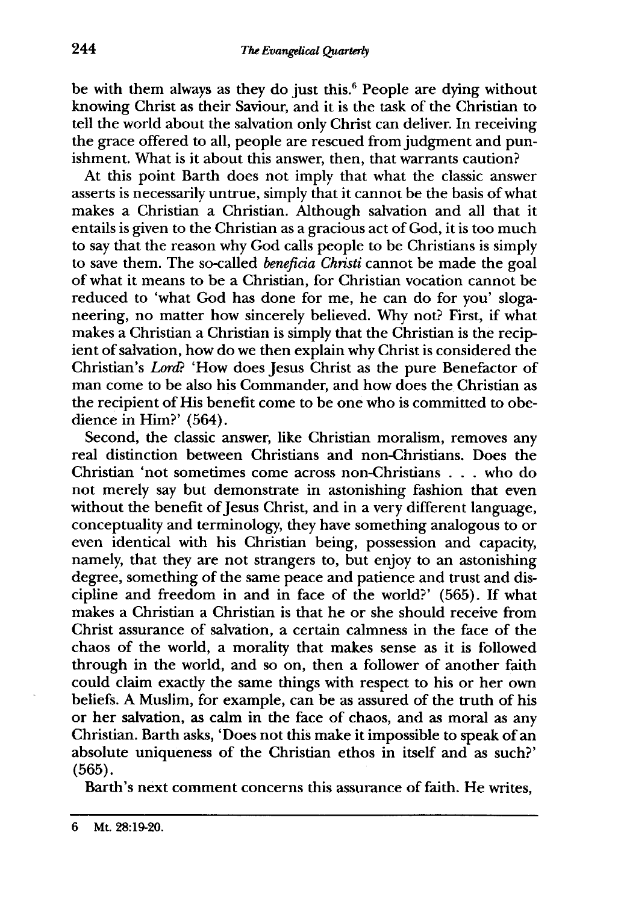be with them always as they do just this.[6] People are dying without knowing Christ as their Saviour, and it is the task of the Christian to tell the world about the salvation only Christ can deliver. In receiving the grace offered to all, people are rescued from judgment and punishment. What is it about this answer, then, that warrants caution?

At this point Barth does not imply that what the classic answer asserts is necessarily untrue, simply that it cannot be the basis of what makes a Christian a Christian. Although salvation and all that it entails is given to the Christian as a gracious act of God, it is too much to say that the reason why God calls people to be Christians is simply to save them. The so-called *beneficia Christi* cannot be made the goal of what it means to be a Christian, for Christian vocation cannot be reduced to 'what God has done for me, he can do for you' sloganeering, no matter how sincerely believed. Why not? First, if what makes a Christian a Christian is simply that the Christian is the recipient of salvation, how do we then explain why Christ is considered the Christian's *Lord*? 'How does Jesus Christ as the pure Benefactor of man come to be also his Commander, and how does the Christian as the recipient of His benefit come to be one who is committed to obedience in Him?' (564).

Second, the classic answer, like Christian moralism, removes any real distinction between Christians and non-Christians. Does the Christian 'not sometimes come across non-Christians . . . who do not merely say but demonstrate in astonishing fashion that even without the benefit of Jesus Christ, and in a very different language, conceptuality and terminology, they have something analogous to or even identical with his Christian being, possession and capacity, namely, that they are not strangers to, but enjoy to an astonishing degree, something of the same peace and patience and trust and discipline and freedom in and in face of the world?' (565). If what makes a Christian a Christian is that he or she should receive from Christ assurance of salvation, a certain calmness in the face of the chaos of the world, a morality that makes sense as it is followed through in the world, and so on, then a follower of another faith could claim exactly the same things with respect to his or her own beliefs. A Muslim, for example, can be as assured of the truth of his or her salvation, as calm in the face of chaos, and as moral as any Christian. Barth asks, 'Does not this make it impossible to speak of an absolute uniqueness of the Christian ethos in itself and as such?' (565).

Barth's next comment concerns this assurance of faith. He writes,

---

6 Mt. 28:19-20.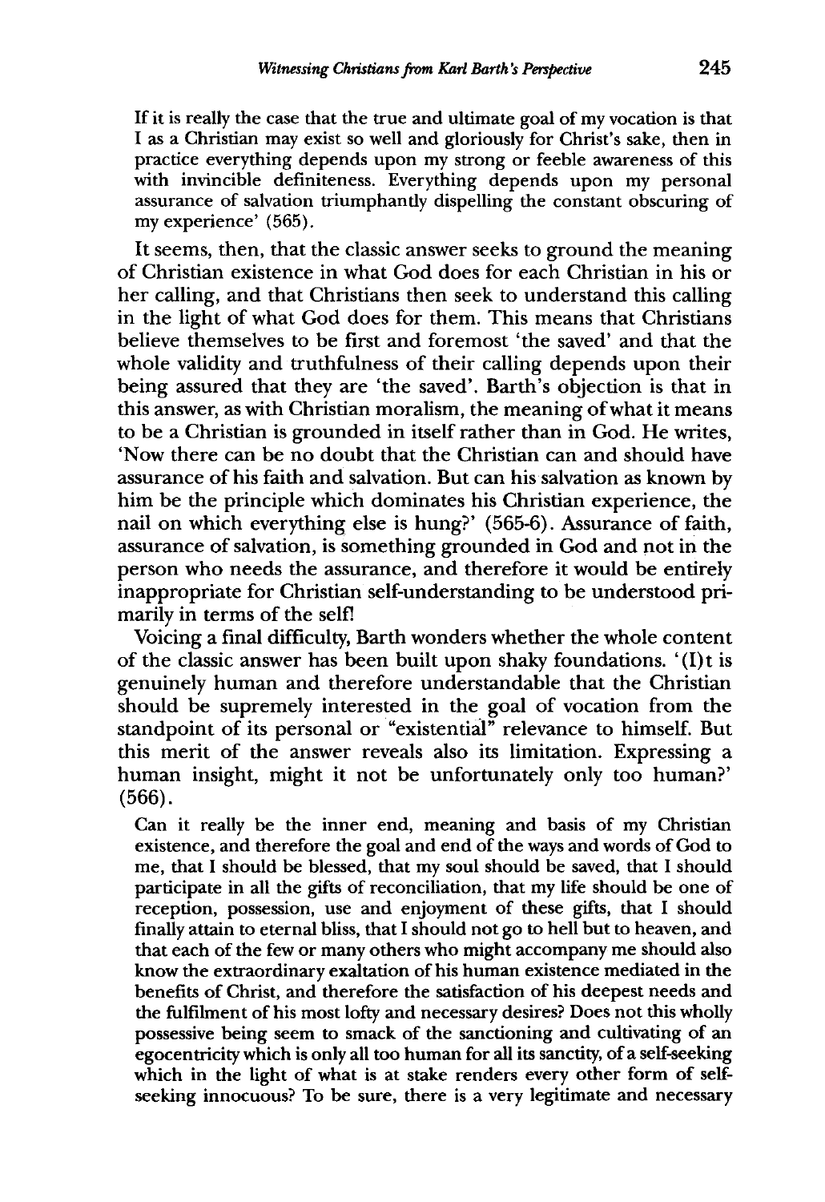> If it is really the case that the true and ultimate goal of my vocation is that I as a Christian may exist so well and gloriously for Christ's sake, then in practice everything depends upon my strong or feeble awareness of this with invincible definiteness. Everything depends upon my personal assurance of salvation triumphantly dispelling the constant obscuring of my experience' (565).

It seems, then, that the classic answer seeks to ground the meaning of Christian existence in what God does for each Christian in his or her calling, and that Christians then seek to understand this calling in the light of what God does for them. This means that Christians believe themselves to be first and foremost 'the saved' and that the whole validity and truthfulness of their calling depends upon their being assured that they are 'the saved'. Barth's objection is that in this answer, as with Christian moralism, the meaning of what it means to be a Christian is grounded in itself rather than in God. He writes, 'Now there can be no doubt that the Christian can and should have assurance of his faith and salvation. But can his salvation as known by him be the principle which dominates his Christian experience, the nail on which everything else is hung?' (565-6). Assurance of faith, assurance of salvation, is something grounded in God and not in the person who needs the assurance, and therefore it would be entirely inappropriate for Christian self-understanding to be understood primarily in terms of the self!

Voicing a final difficulty, Barth wonders whether the whole content of the classic answer has been built upon shaky foundations. '(I)t is genuinely human and therefore understandable that the Christian should be supremely interested in the goal of vocation from the standpoint of its personal or "existential" relevance to himself. But this merit of the answer reveals also its limitation. Expressing a human insight, might it not be unfortunately only too human?' (566).

> Can it really be the inner end, meaning and basis of my Christian existence, and therefore the goal and end of the ways and words of God to me, that I should be blessed, that my soul should be saved, that I should participate in all the gifts of reconciliation, that my life should be one of reception, possession, use and enjoyment of these gifts, that I should finally attain to eternal bliss, that I should not go to hell but to heaven, and that each of the few or many others who might accompany me should also know the extraordinary exaltation of his human existence mediated in the benefits of Christ, and therefore the satisfaction of his deepest needs and the fulfilment of his most lofty and necessary desires? Does not this wholly possessive being seem to smack of the sanctioning and cultivating of an egocentricity which is only all too human for all its sanctity, of a self-seeking which in the light of what is at stake renders every other form of self-seeking innocuous? To be sure, there is a very legitimate and necessary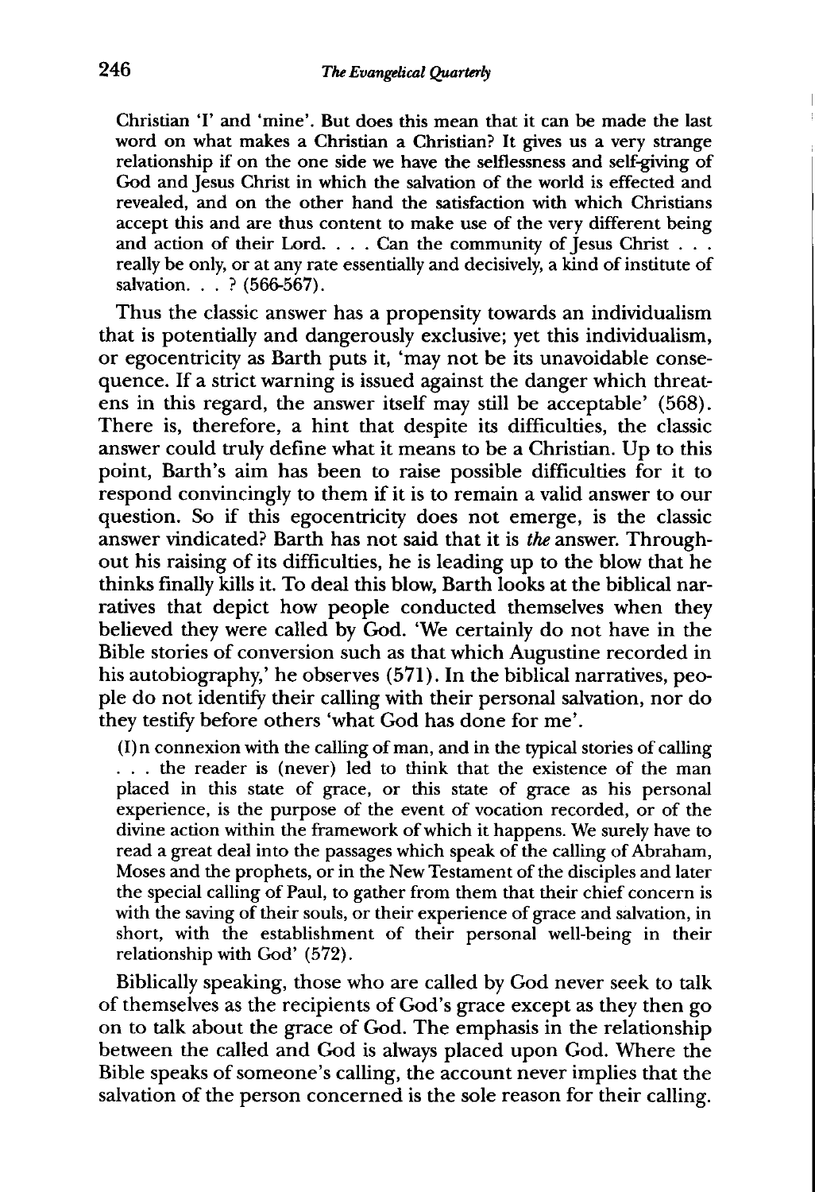Christian 'I' and 'mine'. But does this mean that it can be made the last word on what makes a Christian a Christian? It gives us a very strange relationship if on the one side we have the selflessness and self-giving of God and Jesus Christ in which the salvation of the world is effected and revealed, and on the other hand the satisfaction with which Christians accept this and are thus content to make use of the very different being and action of their Lord. . . . Can the community of Jesus Christ . . . really be only, or at any rate essentially and decisively, a kind of institute of salvation. . . ? (566-567).

Thus the classic answer has a propensity towards an individualism that is potentially and dangerously exclusive; yet this individualism, or egocentricity as Barth puts it, 'may not be its unavoidable consequence. If a strict warning is issued against the danger which threatens in this regard, the answer itself may still be acceptable' (568). There is, therefore, a hint that despite its difficulties, the classic answer could truly define what it means to be a Christian. Up to this point, Barth's aim has been to raise possible difficulties for it to respond convincingly to them if it is to remain a valid answer to our question. So if this egocentricity does not emerge, is the classic answer vindicated? Barth has not said that it is *the* answer. Throughout his raising of its difficulties, he is leading up to the blow that he thinks finally kills it. To deal this blow, Barth looks at the biblical narratives that depict how people conducted themselves when they believed they were called by God. 'We certainly do not have in the Bible stories of conversion such as that which Augustine recorded in his autobiography,' he observes (571). In the biblical narratives, people do not identify their calling with their personal salvation, nor do they testify before others 'what God has done for me'.

(I)n connexion with the calling of man, and in the typical stories of calling . . . the reader is (never) led to think that the existence of the man placed in this state of grace, or this state of grace as his personal experience, is the purpose of the event of vocation recorded, or of the divine action within the framework of which it happens. We surely have to read a great deal into the passages which speak of the calling of Abraham, Moses and the prophets, or in the New Testament of the disciples and later the special calling of Paul, to gather from them that their chief concern is with the saving of their souls, or their experience of grace and salvation, in short, with the establishment of their personal well-being in their relationship with God' (572).

Biblically speaking, those who are called by God never seek to talk of themselves as the recipients of God's grace except as they then go on to talk about the grace of God. The emphasis in the relationship between the called and God is always placed upon God. Where the Bible speaks of someone's calling, the account never implies that the salvation of the person concerned is the sole reason for their calling.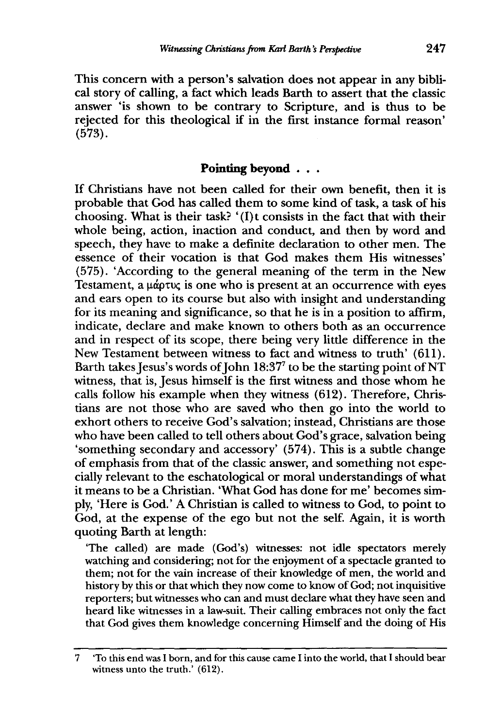This concern with a person's salvation does not appear in any biblical story of calling, a fact which leads Barth to assert that the classic answer 'is shown to be contrary to Scripture, and is thus to be rejected for this theological if in the first instance formal reason' (573).

## Pointing beyond . . .

If Christians have not been called for their own benefit, then it is probable that God has called them to some kind of task, a task of his choosing. What is their task? '(I)t consists in the fact that with their whole being, action, inaction and conduct, and then by word and speech, they have to make a definite declaration to other men. The essence of their vocation is that God makes them His witnesses' (575). 'According to the general meaning of the term in the New Testament, a μάρτυς is one who is present at an occurrence with eyes and ears open to its course but also with insight and understanding for its meaning and significance, so that he is in a position to affirm, indicate, declare and make known to others both as an occurrence and in respect of its scope, there being very little difference in the New Testament between witness to fact and witness to truth' (611). Barth takes Jesus's words of John 18:37[7] to be the starting point of NT witness, that is, Jesus himself is the first witness and those whom he calls follow his example when they witness (612). Therefore, Christians are not those who are saved who then go into the world to exhort others to receive God's salvation; instead, Christians are those who have been called to tell others about God's grace, salvation being 'something secondary and accessory' (574). This is a subtle change of emphasis from that of the classic answer, and something not especially relevant to the eschatological or moral understandings of what it means to be a Christian. 'What God has done for me' becomes simply, 'Here is God.' A Christian is called to witness to God, to point to God, at the expense of the ego but not the self. Again, it is worth quoting Barth at length:

> 'The called) are made (God's) witnesses: not idle spectators merely watching and considering; not for the enjoyment of a spectacle granted to them; not for the vain increase of their knowledge of men, the world and history by this or that which they now come to know of God; not inquisitive reporters; but witnesses who can and must declare what they have seen and heard like witnesses in a law-suit. Their calling embraces not only the fact that God gives them knowledge concerning Himself and the doing of His

---

7 'To this end was I born, and for this cause came I into the world, that I should bear witness unto the truth.' (612).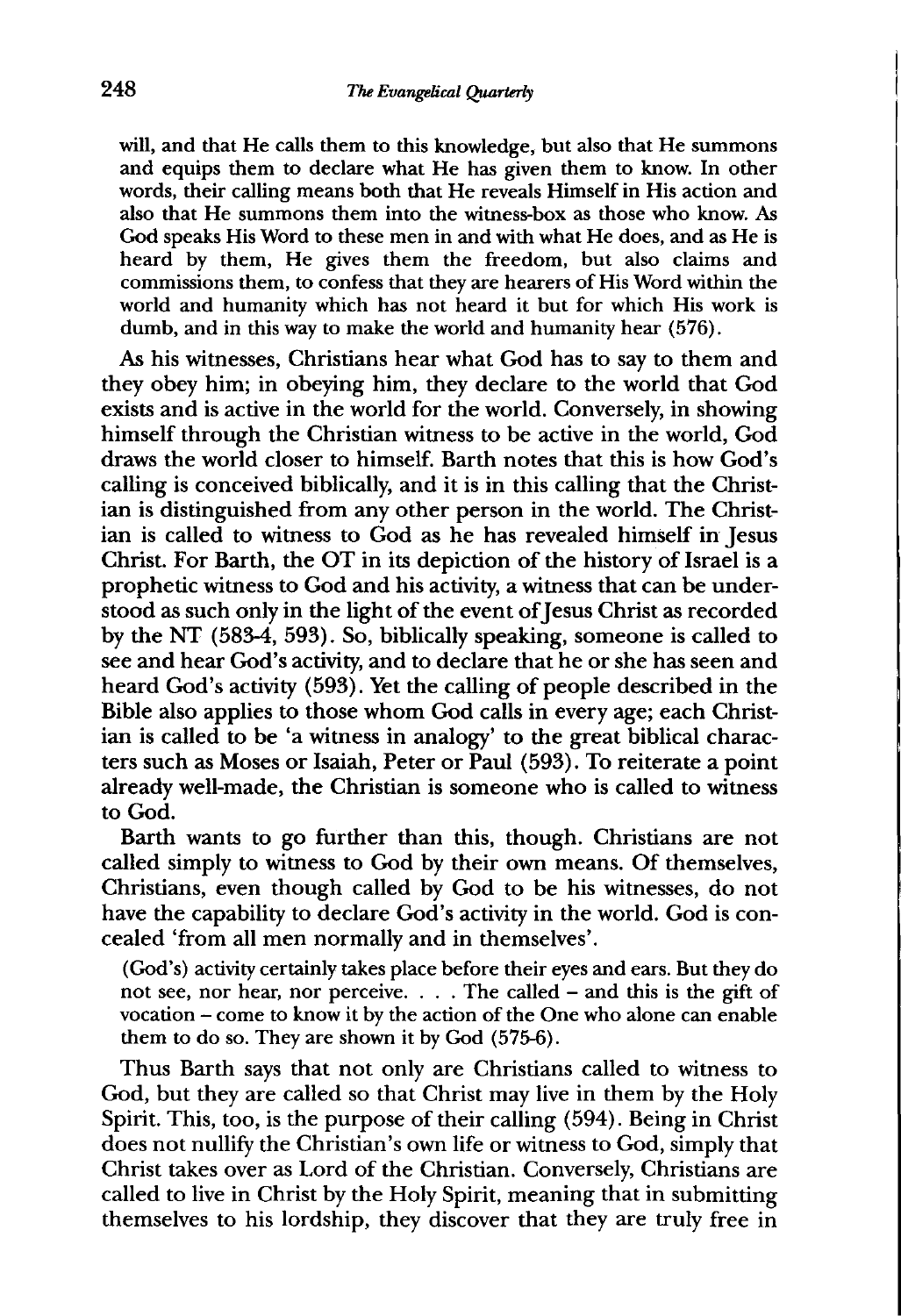> will, and that He calls them to this knowledge, but also that He summons and equips them to declare what He has given them to know. In other words, their calling means both that He reveals Himself in His action and also that He summons them into the witness-box as those who know. As God speaks His Word to these men in and with what He does, and as He is heard by them, He gives them the freedom, but also claims and commissions them, to confess that they are hearers of His Word within the world and humanity which has not heard it but for which His work is dumb, and in this way to make the world and humanity hear (576).

As his witnesses, Christians hear what God has to say to them and they obey him; in obeying him, they declare to the world that God exists and is active in the world for the world. Conversely, in showing himself through the Christian witness to be active in the world, God draws the world closer to himself. Barth notes that this is how God's calling is conceived biblically, and it is in this calling that the Christian is distinguished from any other person in the world. The Christian is called to witness to God as he has revealed himself in Jesus Christ. For Barth, the OT in its depiction of the history of Israel is a prophetic witness to God and his activity, a witness that can be understood as such only in the light of the event of Jesus Christ as recorded by the NT (583-4, 593). So, biblically speaking, someone is called to see and hear God's activity, and to declare that he or she has seen and heard God's activity (593). Yet the calling of people described in the Bible also applies to those whom God calls in every age; each Christian is called to be 'a witness in analogy' to the great biblical characters such as Moses or Isaiah, Peter or Paul (593). To reiterate a point already well-made, the Christian is someone who is called to witness to God.

Barth wants to go further than this, though. Christians are not called simply to witness to God by their own means. Of themselves, Christians, even though called by God to be his witnesses, do not have the capability to declare God's activity in the world. God is concealed 'from all men normally and in themselves'.

> (God's) activity certainly takes place before their eyes and ears. But they do not see, nor hear, nor perceive. . . . The called – and this is the gift of vocation – come to know it by the action of the One who alone can enable them to do so. They are shown it by God (575-6).

Thus Barth says that not only are Christians called to witness to God, but they are called so that Christ may live in them by the Holy Spirit. This, too, is the purpose of their calling (594). Being in Christ does not nullify the Christian's own life or witness to God, simply that Christ takes over as Lord of the Christian. Conversely, Christians are called to live in Christ by the Holy Spirit, meaning that in submitting themselves to his lordship, they discover that they are truly free in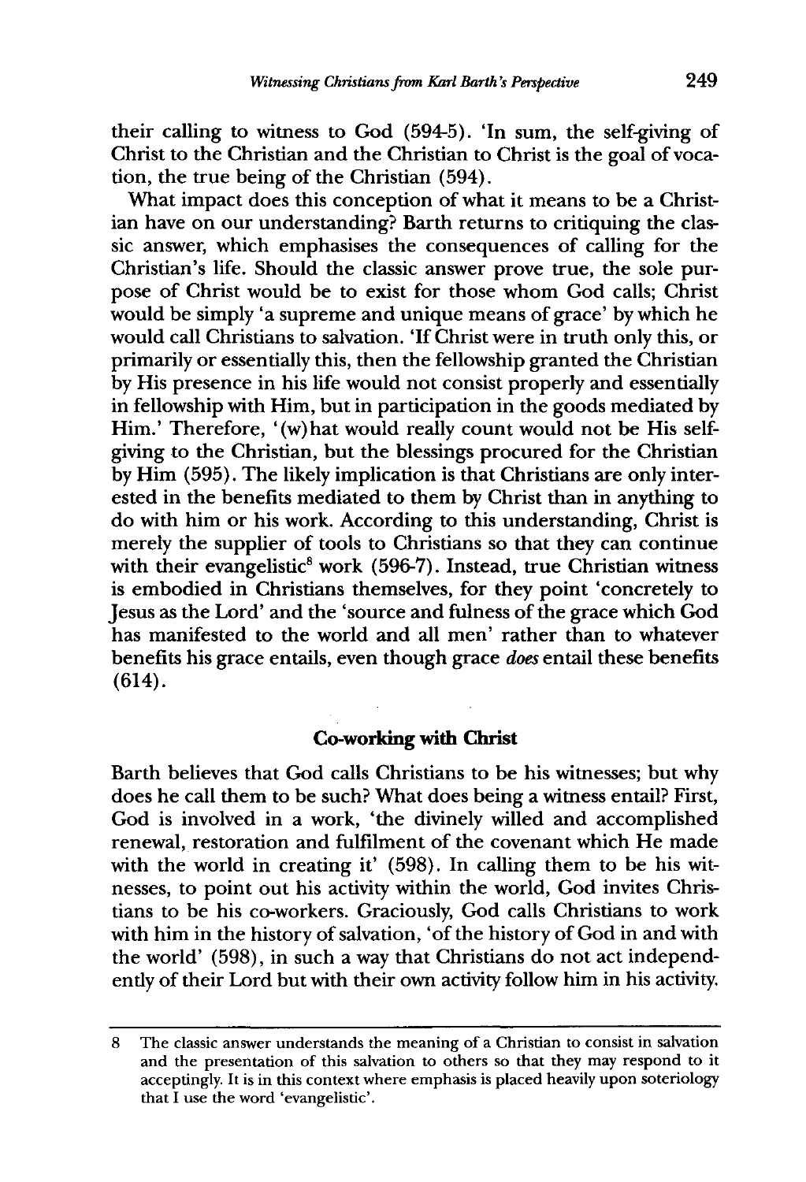their calling to witness to God (594-5). 'In sum, the self-giving of Christ to the Christian and the Christian to Christ is the goal of vocation, the true being of the Christian (594).

What impact does this conception of what it means to be a Christian have on our understanding? Barth returns to critiquing the classic answer, which emphasises the consequences of calling for the Christian's life. Should the classic answer prove true, the sole purpose of Christ would be to exist for those whom God calls; Christ would be simply 'a supreme and unique means of grace' by which he would call Christians to salvation. 'If Christ were in truth only this, or primarily or essentially this, then the fellowship granted the Christian by His presence in his life would not consist properly and essentially in fellowship with Him, but in participation in the goods mediated by Him.' Therefore, '(w)hat would really count would not be His self-giving to the Christian, but the blessings procured for the Christian by Him (595). The likely implication is that Christians are only interested in the benefits mediated to them by Christ than in anything to do with him or his work. According to this understanding, Christ is merely the supplier of tools to Christians so that they can continue with their evangelistic[8] work (596-7). Instead, true Christian witness is embodied in Christians themselves, for they point 'concretely to Jesus as the Lord' and the 'source and fulness of the grace which God has manifested to the world and all men' rather than to whatever benefits his grace entails, even though grace *does* entail these benefits (614).

## Co-working with Christ

Barth believes that God calls Christians to be his witnesses; but why does he call them to be such? What does being a witness entail? First, God is involved in a work, 'the divinely willed and accomplished renewal, restoration and fulfilment of the covenant which He made with the world in creating it' (598). In calling them to be his witnesses, to point out his activity within the world, God invites Christians to be his co-workers. Graciously, God calls Christians to work with him in the history of salvation, 'of the history of God in and with the world' (598), in such a way that Christians do not act independently of their Lord but with their own activity follow him in his activity.

---

8 The classic answer understands the meaning of a Christian to consist in salvation and the presentation of this salvation to others so that they may respond to it acceptingly. It is in this context where emphasis is placed heavily upon soteriology that I use the word 'evangelistic'.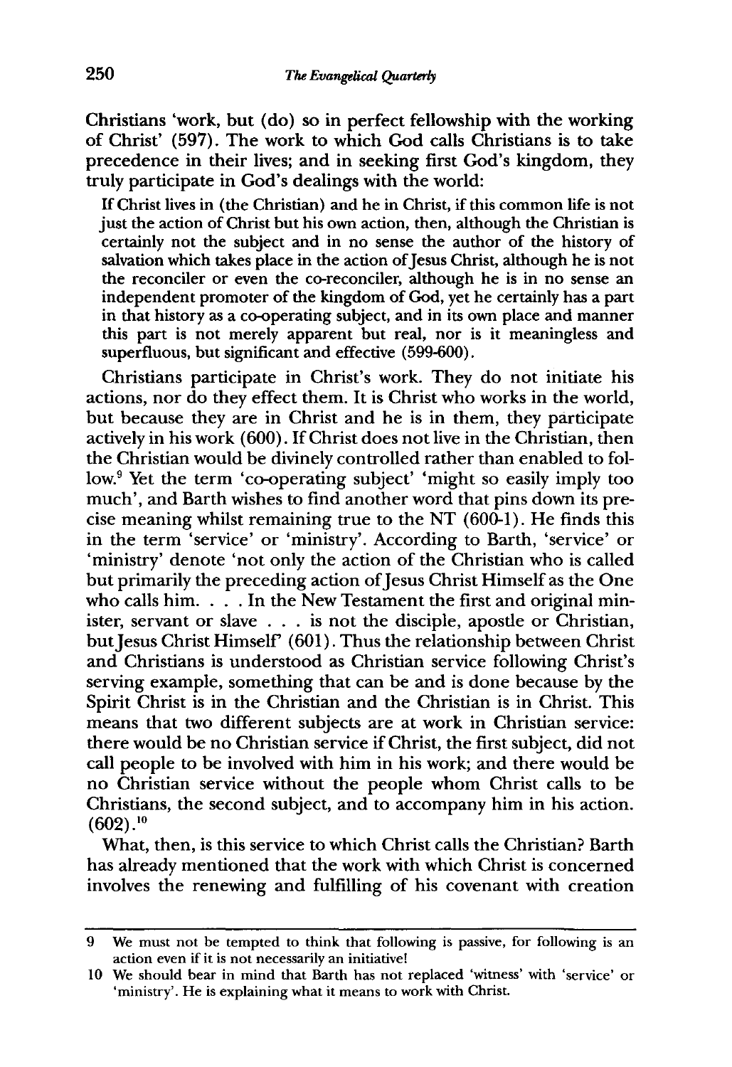Christians 'work, but (do) so in perfect fellowship with the working of Christ' (597). The work to which God calls Christians is to take precedence in their lives; and in seeking first God's kingdom, they truly participate in God's dealings with the world:

> If Christ lives in (the Christian) and he in Christ, if this common life is not just the action of Christ but his own action, then, although the Christian is certainly not the subject and in no sense the author of the history of salvation which takes place in the action of Jesus Christ, although he is not the reconciler or even the co-reconciler, although he is in no sense an independent promoter of the kingdom of God, yet he certainly has a part in that history as a co-operating subject, and in its own place and manner this part is not merely apparent but real, nor is it meaningless and superfluous, but significant and effective (599-600).

Christians participate in Christ's work. They do not initiate his actions, nor do they effect them. It is Christ who works in the world, but because they are in Christ and he is in them, they participate actively in his work (600). If Christ does not live in the Christian, then the Christian would be divinely controlled rather than enabled to follow.[9] Yet the term 'co-operating subject' 'might so easily imply too much', and Barth wishes to find another word that pins down its precise meaning whilst remaining true to the NT (600-1). He finds this in the term 'service' or 'ministry'. According to Barth, 'service' or 'ministry' denote 'not only the action of the Christian who is called but primarily the preceding action of Jesus Christ Himself as the One who calls him. . . . In the New Testament the first and original minister, servant or slave . . . is not the disciple, apostle or Christian, but Jesus Christ Himself' (601). Thus the relationship between Christ and Christians is understood as Christian service following Christ's serving example, something that can be and is done because by the Spirit Christ is in the Christian and the Christian is in Christ. This means that two different subjects are at work in Christian service: there would be no Christian service if Christ, the first subject, did not call people to be involved with him in his work; and there would be no Christian service without the people whom Christ calls to be Christians, the second subject, and to accompany him in his action. (602).[10]

What, then, is this service to which Christ calls the Christian? Barth has already mentioned that the work with which Christ is concerned involves the renewing and fulfilling of his covenant with creation

---

9 We must not be tempted to think that following is passive, for following is an action even if it is not necessarily an initiative!

10 We should bear in mind that Barth has not replaced 'witness' with 'service' or 'ministry'. He is explaining what it means to work with Christ.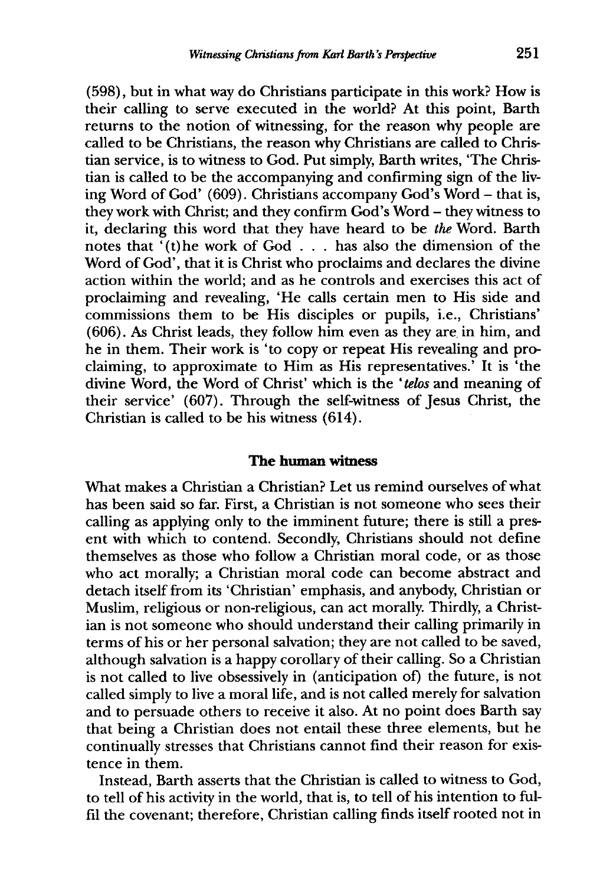(598), but in what way do Christians participate in this work? How is their calling to serve executed in the world? At this point, Barth returns to the notion of witnessing, for the reason why people are called to be Christians, the reason why Christians are called to Christian service, is to witness to God. Put simply, Barth writes, 'The Christian is called to be the accompanying and confirming sign of the living Word of God' (609). Christians accompany God's Word – that is, they work with Christ; and they confirm God's Word – they witness to it, declaring this word that they have heard to be *the* Word. Barth notes that '(t)he work of God . . . has also the dimension of the Word of God', that it is Christ who proclaims and declares the divine action within the world; and as he controls and exercises this act of proclaiming and revealing, 'He calls certain men to His side and commissions them to be His disciples or pupils, i.e., Christians' (606). As Christ leads, they follow him even as they are in him, and he in them. Their work is 'to copy or repeat His revealing and proclaiming, to approximate to Him as His representatives.' It is 'the divine Word, the Word of Christ' which is the '*telos* and meaning of their service' (607). Through the self-witness of Jesus Christ, the Christian is called to be his witness (614).

## The human witness

What makes a Christian a Christian? Let us remind ourselves of what has been said so far. First, a Christian is not someone who sees their calling as applying only to the imminent future; there is still a present with which to contend. Secondly, Christians should not define themselves as those who follow a Christian moral code, or as those who act morally; a Christian moral code can become abstract and detach itself from its 'Christian' emphasis, and anybody, Christian or Muslim, religious or non-religious, can act morally. Thirdly, a Christian is not someone who should understand their calling primarily in terms of his or her personal salvation; they are not called to be saved, although salvation is a happy corollary of their calling. So a Christian is not called to live obsessively in (anticipation of) the future, is not called simply to live a moral life, and is not called merely for salvation and to persuade others to receive it also. At no point does Barth say that being a Christian does not entail these three elements, but he continually stresses that Christians cannot find their reason for existence in them.

Instead, Barth asserts that the Christian is called to witness to God, to tell of his activity in the world, that is, to tell of his intention to fulfil the covenant; therefore, Christian calling finds itself rooted not in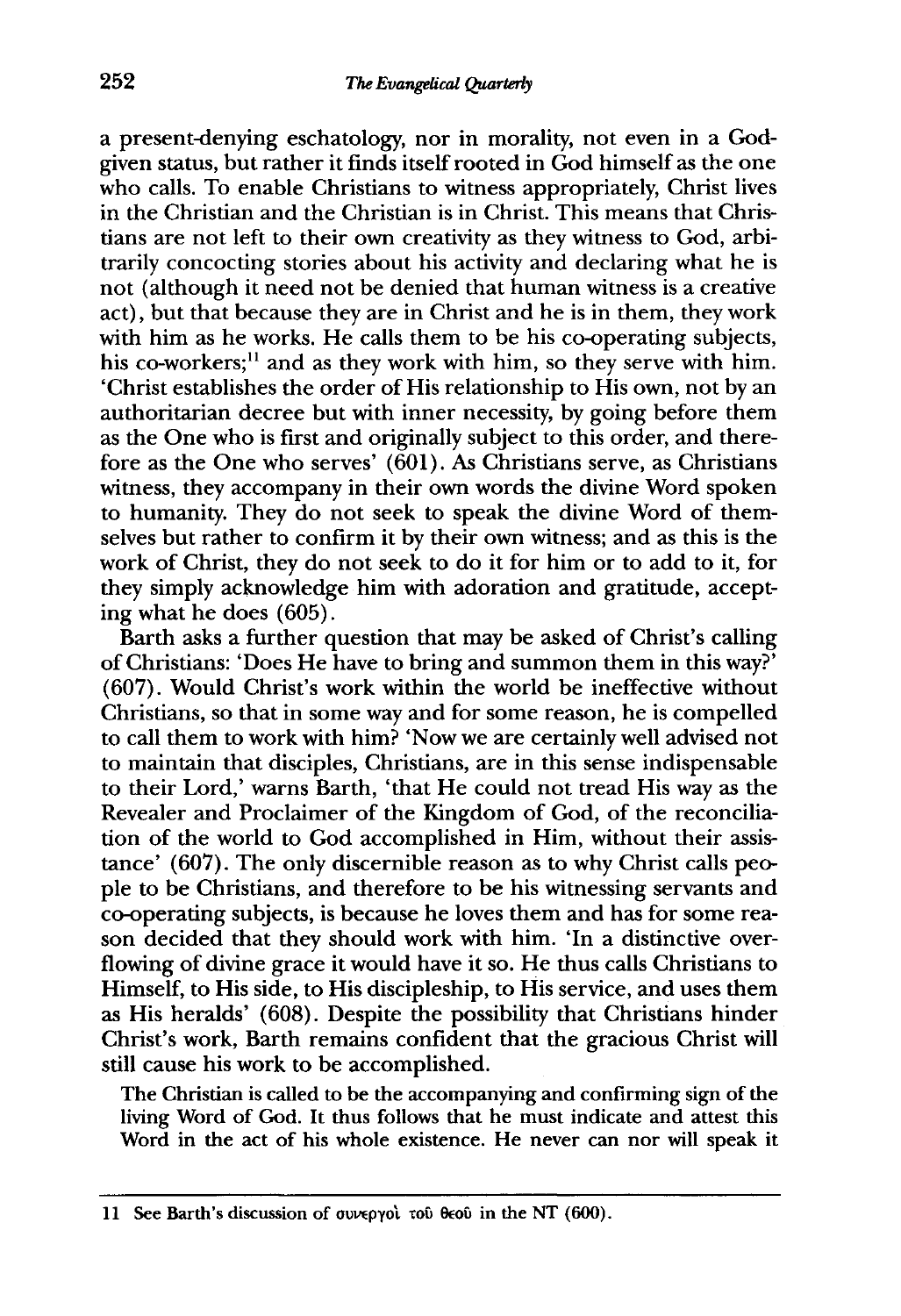a present-denying eschatology, nor in morality, not even in a God-given status, but rather it finds itself rooted in God himself as the one who calls. To enable Christians to witness appropriately, Christ lives in the Christian and the Christian is in Christ. This means that Christians are not left to their own creativity as they witness to God, arbitrarily concocting stories about his activity and declaring what he is not (although it need not be denied that human witness is a creative act), but that because they are in Christ and he is in them, they work with him as he works. He calls them to be his co-operating subjects, his co-workers;[11] and as they work with him, so they serve with him. 'Christ establishes the order of His relationship to His own, not by an authoritarian decree but with inner necessity, by going before them as the One who is first and originally subject to this order, and therefore as the One who serves' (601). As Christians serve, as Christians witness, they accompany in their own words the divine Word spoken to humanity. They do not seek to speak the divine Word of themselves but rather to confirm it by their own witness; and as this is the work of Christ, they do not seek to do it for him or to add to it, for they simply acknowledge him with adoration and gratitude, accepting what he does (605).

Barth asks a further question that may be asked of Christ's calling of Christians: 'Does He have to bring and summon them in this way?' (607). Would Christ's work within the world be ineffective without Christians, so that in some way and for some reason, he is compelled to call them to work with him? 'Now we are certainly well advised not to maintain that disciples, Christians, are in this sense indispensable to their Lord,' warns Barth, 'that He could not tread His way as the Revealer and Proclaimer of the Kingdom of God, of the reconciliation of the world to God accomplished in Him, without their assistance' (607). The only discernible reason as to why Christ calls people to be Christians, and therefore to be his witnessing servants and co-operating subjects, is because he loves them and has for some reason decided that they should work with him. 'In a distinctive overflowing of divine grace it would have it so. He thus calls Christians to Himself, to His side, to His discipleship, to His service, and uses them as His heralds' (608). Despite the possibility that Christians hinder Christ's work, Barth remains confident that the gracious Christ will still cause his work to be accomplished.

> The Christian is called to be the accompanying and confirming sign of the living Word of God. It thus follows that he must indicate and attest this Word in the act of his whole existence. He never can nor will speak it

---

11 See Barth's discussion of συνεργοὶ τοῦ θεοῦ in the NT (600).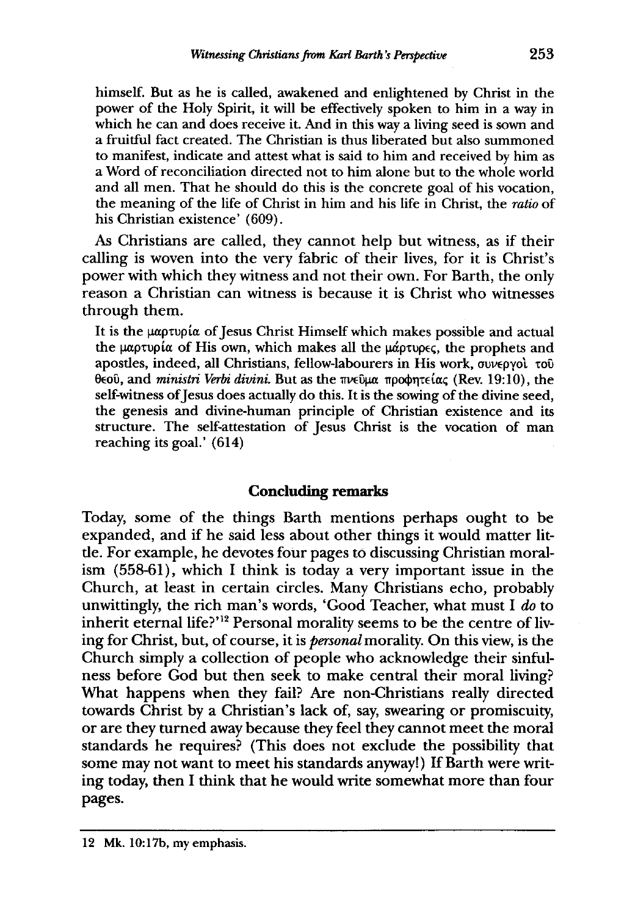> himself. But as he is called, awakened and enlightened by Christ in the power of the Holy Spirit, it will be effectively spoken to him in a way in which he can and does receive it. And in this way a living seed is sown and a fruitful fact created. The Christian is thus liberated but also summoned to manifest, indicate and attest what is said to him and received by him as a Word of reconciliation directed not to him alone but to the whole world and all men. That he should do this is the concrete goal of his vocation, the meaning of the life of Christ in him and his life in Christ, the *ratio* of his Christian existence' (609).

As Christians are called, they cannot help but witness, as if their calling is woven into the very fabric of their lives, for it is Christ's power with which they witness and not their own. For Barth, the only reason a Christian can witness is because it is Christ who witnesses through them.

> It is the μαρτυρία of Jesus Christ Himself which makes possible and actual the μαρτυρία of His own, which makes all the μάρτυρες, the prophets and apostles, indeed, all Christians, fellow-labourers in His work, συνεργοὶ τοῦ θεοῦ, and *ministri Verbi divini*. But as the πνεῦμα προφητείας (Rev. 19:10), the self-witness of Jesus does actually do this. It is the sowing of the divine seed, the genesis and divine-human principle of Christian existence and its structure. The self-attestation of Jesus Christ is the vocation of man reaching its goal.' (614)

## Concluding remarks

Today, some of the things Barth mentions perhaps ought to be expanded, and if he said less about other things it would matter little. For example, he devotes four pages to discussing Christian moralism (558-61), which I think is today a very important issue in the Church, at least in certain circles. Many Christians echo, probably unwittingly, the rich man's words, 'Good Teacher, what must I *do* to inherit eternal life?'[12] Personal morality seems to be the centre of living for Christ, but, of course, it is *personal* morality. On this view, is the Church simply a collection of people who acknowledge their sinfulness before God but then seek to make central their moral living? What happens when they fail? Are non-Christians really directed towards Christ by a Christian's lack of, say, swearing or promiscuity, or are they turned away because they feel they cannot meet the moral standards he requires? (This does not exclude the possibility that some may not want to meet his standards anyway!) If Barth were writing today, then I think that he would write somewhat more than four pages.

---

12 Mk. 10:17b, my emphasis.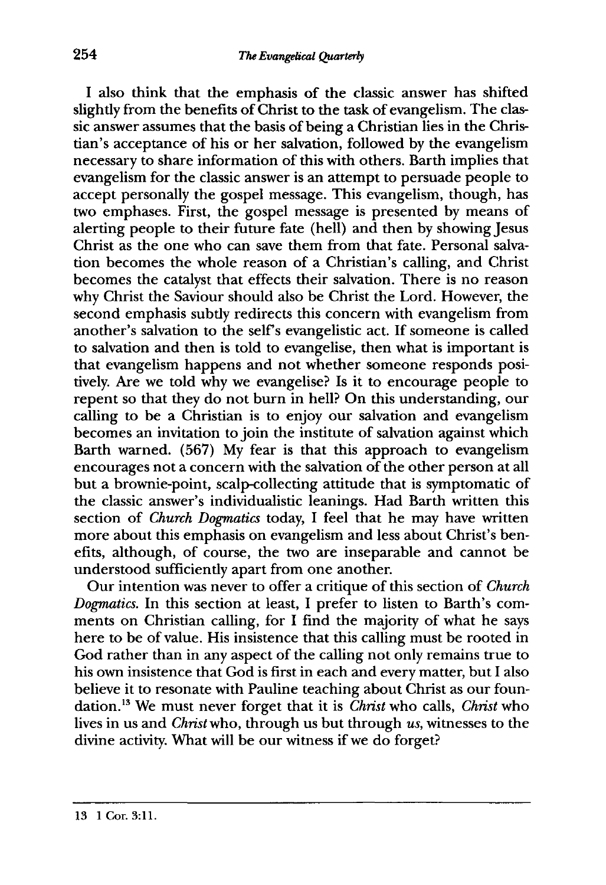I also think that the emphasis of the classic answer has shifted slightly from the benefits of Christ to the task of evangelism. The classic answer assumes that the basis of being a Christian lies in the Christian's acceptance of his or her salvation, followed by the evangelism necessary to share information of this with others. Barth implies that evangelism for the classic answer is an attempt to persuade people to accept personally the gospel message. This evangelism, though, has two emphases. First, the gospel message is presented by means of alerting people to their future fate (hell) and then by showing Jesus Christ as the one who can save them from that fate. Personal salvation becomes the whole reason of a Christian's calling, and Christ becomes the catalyst that effects their salvation. There is no reason why Christ the Saviour should also be Christ the Lord. However, the second emphasis subtly redirects this concern with evangelism from another's salvation to the self's evangelistic act. If someone is called to salvation and then is told to evangelise, then what is important is that evangelism happens and not whether someone responds positively. Are we told why we evangelise? Is it to encourage people to repent so that they do not burn in hell? On this understanding, our calling to be a Christian is to enjoy our salvation and evangelism becomes an invitation to join the institute of salvation against which Barth warned. (567) My fear is that this approach to evangelism encourages not a concern with the salvation of the other person at all but a brownie-point, scalp-collecting attitude that is symptomatic of the classic answer's individualistic leanings. Had Barth written this section of *Church Dogmatics* today, I feel that he may have written more about this emphasis on evangelism and less about Christ's benefits, although, of course, the two are inseparable and cannot be understood sufficiently apart from one another.

Our intention was never to offer a critique of this section of *Church Dogmatics*. In this section at least, I prefer to listen to Barth's comments on Christian calling, for I find the majority of what he says here to be of value. His insistence that this calling must be rooted in God rather than in any aspect of the calling not only remains true to his own insistence that God is first in each and every matter, but I also believe it to resonate with Pauline teaching about Christ as our foundation.[13] We must never forget that it is *Christ* who calls, *Christ* who lives in us and *Christ* who, through us but through *us*, witnesses to the divine activity. What will be our witness if we do forget?

---

13 1 Cor. 3:11.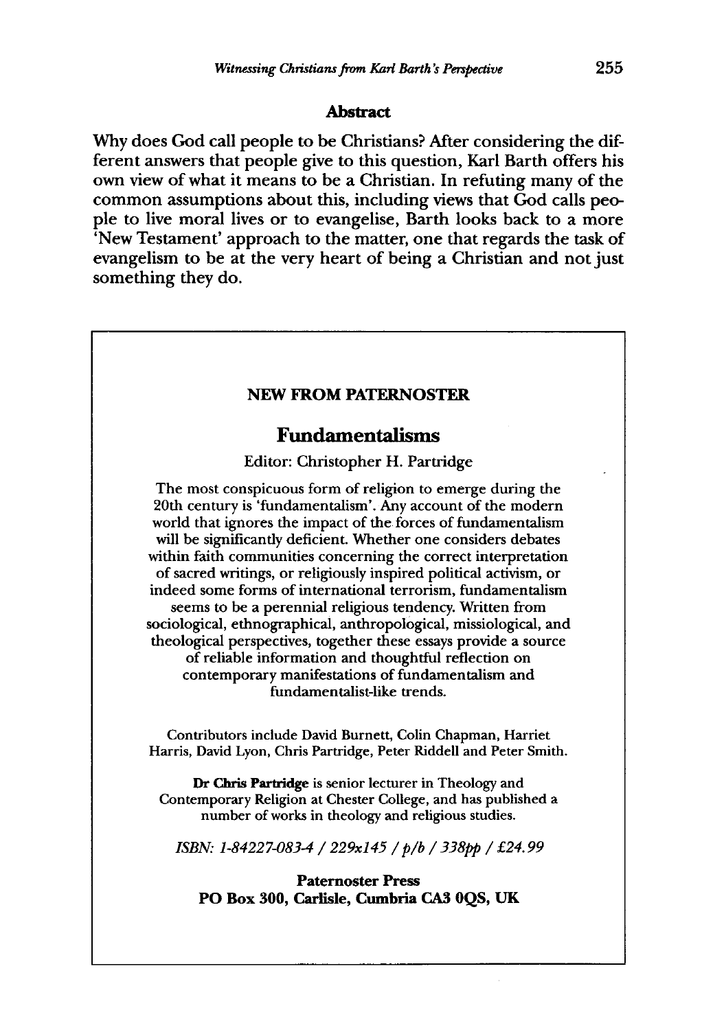## Abstract

Why does God call people to be Christians? After considering the different answers that people give to this question, Karl Barth offers his own view of what it means to be a Christian. In refuting many of the common assumptions about this, including views that God calls people to live moral lives or to evangelise, Barth looks back to a more 'New Testament' approach to the matter, one that regards the task of evangelism to be at the very heart of being a Christian and not just something they do.

---

**NEW FROM PATERNOSTER**

## Fundamentalisms

Editor: Christopher H. Partridge

The most conspicuous form of religion to emerge during the 20th century is 'fundamentalism'. Any account of the modern world that ignores the impact of the forces of fundamentalism will be significantly deficient. Whether one considers debates within faith communities concerning the correct interpretation of sacred writings, or religiously inspired political activism, or indeed some forms of international terrorism, fundamentalism seems to be a perennial religious tendency. Written from sociological, ethnographical, anthropological, missiological, and theological perspectives, together these essays provide a source of reliable information and thoughtful reflection on contemporary manifestations of fundamentalism and fundamentalist-like trends.

Contributors include David Burnett, Colin Chapman, Harriet Harris, David Lyon, Chris Partridge, Peter Riddell and Peter Smith.

**Dr Chris Partridge** is senior lecturer in Theology and Contemporary Religion at Chester College, and has published a number of works in theology and religious studies.

*ISBN: 1-84227-083-4 / 229x145 / p/b / 338pp / £24.99*

**Paternoster Press**
**PO Box 300, Carlisle, Cumbria CA3 0QS, UK**